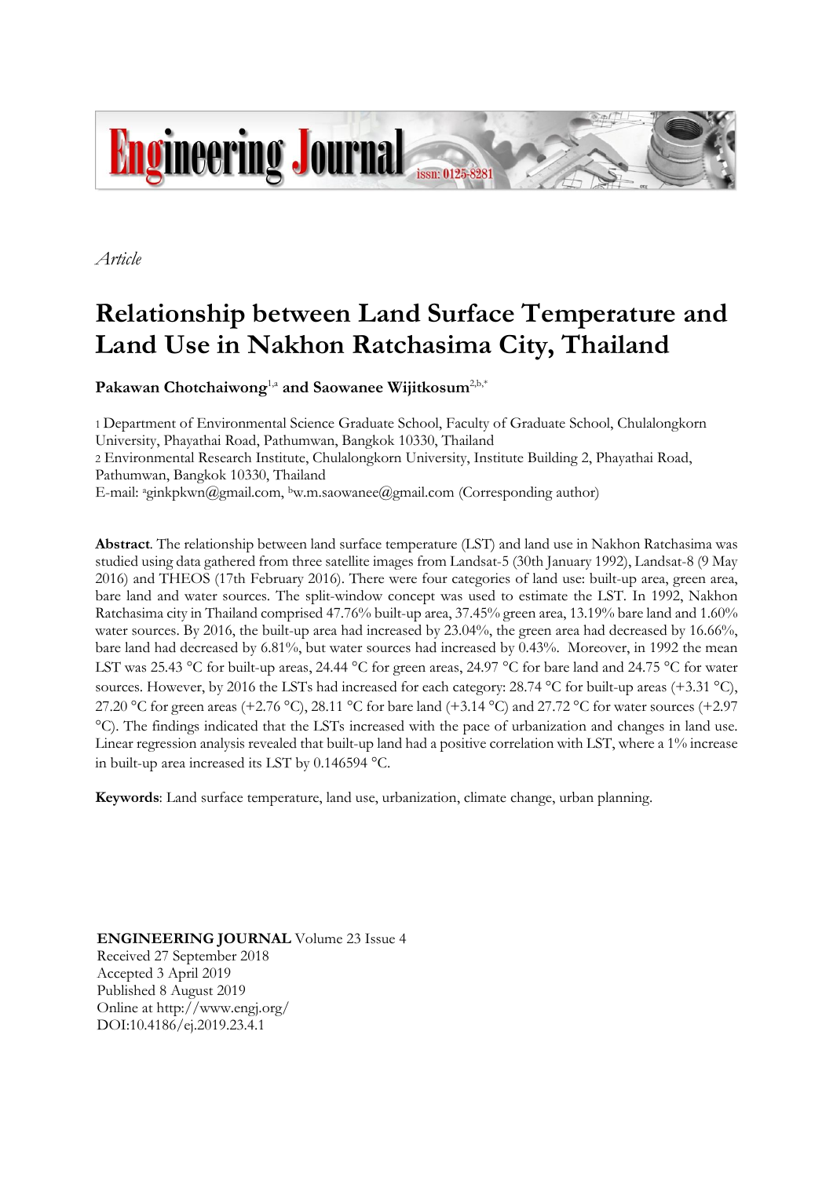*Article*

# Relationship between Land Surface Temperature and Land Use in Nakhon Ratchasima City, Thailand

**Pakawan Chotchaiwong**[1,a] **and Saowanee Wijitkosum**[2,b,*]

1 Department of Environmental Science Graduate School, Faculty of Graduate School, Chulalongkorn University, Phayathai Road, Pathumwan, Bangkok 10330, Thailand
2 Environmental Research Institute, Chulalongkorn University, Institute Building 2, Phayathai Road, Pathumwan, Bangkok 10330, Thailand
E-mail: [a]ginkpkwn@gmail.com, [b]w.m.saowanee@gmail.com (Corresponding author)

**Abstract**. The relationship between land surface temperature (LST) and land use in Nakhon Ratchasima was studied using data gathered from three satellite images from Landsat-5 (30th January 1992), Landsat-8 (9 May 2016) and THEOS (17th February 2016). There were four categories of land use: built-up area, green area, bare land and water sources. The split-window concept was used to estimate the LST. In 1992, Nakhon Ratchasima city in Thailand comprised 47.76% built-up area, 37.45% green area, 13.19% bare land and 1.60% water sources. By 2016, the built-up area had increased by 23.04%, the green area had decreased by 16.66%, bare land had decreased by 6.81%, but water sources had increased by 0.43%. Moreover, in 1992 the mean LST was 25.43 °C for built-up areas, 24.44 °C for green areas, 24.97 °C for bare land and 24.75 °C for water sources. However, by 2016 the LSTs had increased for each category: 28.74 °C for built-up areas (+3.31 °C), 27.20 °C for green areas (+2.76 °C), 28.11 °C for bare land (+3.14 °C) and 27.72 °C for water sources (+2.97 °C). The findings indicated that the LSTs increased with the pace of urbanization and changes in land use. Linear regression analysis revealed that built-up land had a positive correlation with LST, where a 1% increase in built-up area increased its LST by 0.146594 °C.

**Keywords**: Land surface temperature, land use, urbanization, climate change, urban planning.

**ENGINEERING JOURNAL** Volume 23 Issue 4
Received 27 September 2018
Accepted 3 April 2019
Published 8 August 2019
Online at http://www.engj.org/
DOI:10.4186/ej.2019.23.4.1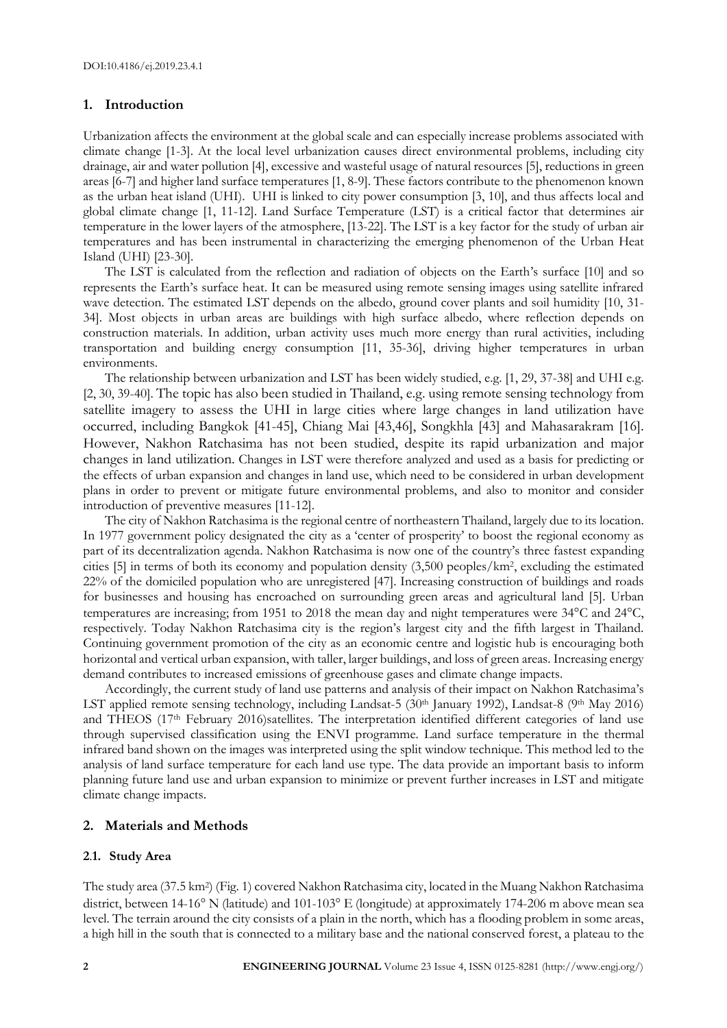## 1. Introduction

Urbanization affects the environment at the global scale and can especially increase problems associated with climate change [1-3]. At the local level urbanization causes direct environmental problems, including city drainage, air and water pollution [4], excessive and wasteful usage of natural resources [5], reductions in green areas [6-7] and higher land surface temperatures [1, 8-9]. These factors contribute to the phenomenon known as the urban heat island (UHI). UHI is linked to city power consumption [3, 10], and thus affects local and global climate change [1, 11-12]. Land Surface Temperature (LST) is a critical factor that determines air temperature in the lower layers of the atmosphere, [13-22]. The LST is a key factor for the study of urban air temperatures and has been instrumental in characterizing the emerging phenomenon of the Urban Heat Island (UHI) [23-30].

The LST is calculated from the reflection and radiation of objects on the Earth's surface [10] and so represents the Earth's surface heat. It can be measured using remote sensing images using satellite infrared wave detection. The estimated LST depends on the albedo, ground cover plants and soil humidity [10, 31-34]. Most objects in urban areas are buildings with high surface albedo, where reflection depends on construction materials. In addition, urban activity uses much more energy than rural activities, including transportation and building energy consumption [11, 35-36], driving higher temperatures in urban environments.

The relationship between urbanization and LST has been widely studied, e.g. [1, 29, 37-38] and UHI e.g. [2, 30, 39-40]. The topic has also been studied in Thailand, e.g. using remote sensing technology from satellite imagery to assess the UHI in large cities where large changes in land utilization have occurred, including Bangkok [41-45], Chiang Mai [43,46], Songkhla [43] and Mahasarakram [16]. However, Nakhon Ratchasima has not been studied, despite its rapid urbanization and major changes in land utilization. Changes in LST were therefore analyzed and used as a basis for predicting or the effects of urban expansion and changes in land use, which need to be considered in urban development plans in order to prevent or mitigate future environmental problems, and also to monitor and consider introduction of preventive measures [11-12].

The city of Nakhon Ratchasima is the regional centre of northeastern Thailand, largely due to its location. In 1977 government policy designated the city as a 'center of prosperity' to boost the regional economy as part of its decentralization agenda. Nakhon Ratchasima is now one of the country's three fastest expanding cities [5] in terms of both its economy and population density (3,500 peoples/km$^2$, excluding the estimated 22% of the domiciled population who are unregistered [47]. Increasing construction of buildings and roads for businesses and housing has encroached on surrounding green areas and agricultural land [5]. Urban temperatures are increasing; from 1951 to 2018 the mean day and night temperatures were 34°C and 24°C, respectively. Today Nakhon Ratchasima city is the region's largest city and the fifth largest in Thailand. Continuing government promotion of the city as an economic centre and logistic hub is encouraging both horizontal and vertical urban expansion, with taller, larger buildings, and loss of green areas. Increasing energy demand contributes to increased emissions of greenhouse gases and climate change impacts.

Accordingly, the current study of land use patterns and analysis of their impact on Nakhon Ratchasima's LST applied remote sensing technology, including Landsat-5 (30th January 1992), Landsat-8 (9th May 2016) and THEOS (17th February 2016)satellites. The interpretation identified different categories of land use through supervised classification using the ENVI programme. Land surface temperature in the thermal infrared band shown on the images was interpreted using the split window technique. This method led to the analysis of land surface temperature for each land use type. The data provide an important basis to inform planning future land use and urban expansion to minimize or prevent further increases in LST and mitigate climate change impacts.

## 2. Materials and Methods

### 2.1. Study Area

The study area (37.5 km$^2$) (Fig. 1) covered Nakhon Ratchasima city, located in the Muang Nakhon Ratchasima district, between 14-16° N (latitude) and 101-103° E (longitude) at approximately 174-206 m above mean sea level. The terrain around the city consists of a plain in the north, which has a flooding problem in some areas, a high hill in the south that is connected to a military base and the national conserved forest, a plateau to the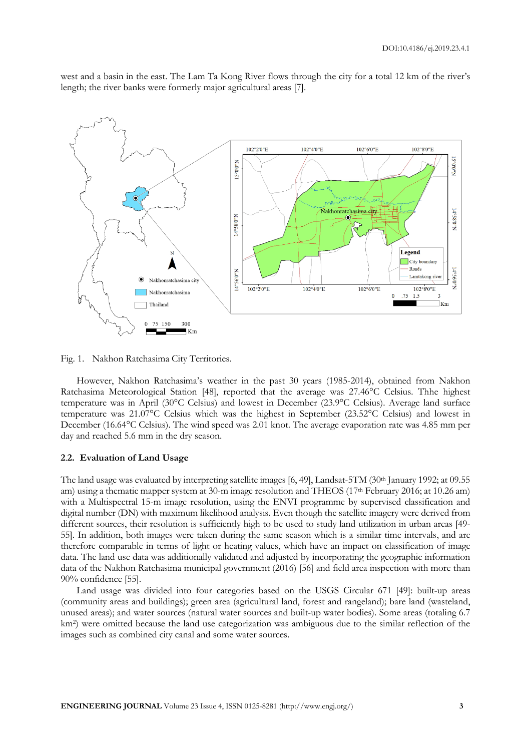west and a basin in the east. The Lam Ta Kong River flows through the city for a total 12 km of the river's length; the river banks were formerly major agricultural areas [7].

Fig. 1. Nakhon Ratchasima City Territories.

However, Nakhon Ratchasima's weather in the past 30 years (1985-2014), obtained from Nakhon Ratchasima Meteorological Station [48], reported that the average was 27.46°C Celsius. Thhe highest temperature was in April (30°C Celsius) and lowest in December (23.9°C Celsius). Average land surface temperature was 21.07°C Celsius which was the highest in September (23.52°C Celsius) and lowest in December (16.64°C Celsius). The wind speed was 2.01 knot. The average evaporation rate was 4.85 mm per day and reached 5.6 mm in the dry season.

### 2.2. Evaluation of Land Usage

The land usage was evaluated by interpreting satellite images [6, 49], Landsat-5TM (30th January 1992; at 09.55 am) using a thematic mapper system at 30-m image resolution and THEOS (17th February 2016; at 10.26 am) with a Multispectral 15-m image resolution, using the ENVI programme by supervised classification and digital number (DN) with maximum likelihood analysis. Even though the satellite imagery were derived from different sources, their resolution is sufficiently high to be used to study land utilization in urban areas [49-55]. In addition, both images were taken during the same season which is a similar time intervals, and are therefore comparable in terms of light or heating values, which have an impact on classification of image data. The land use data was additionally validated and adjusted by incorporating the geographic information data of the Nakhon Ratchasima municipal government (2016) [56] and field area inspection with more than 90% confidence [55].

Land usage was divided into four categories based on the USGS Circular 671 [49]: built-up areas (community areas and buildings); green area (agricultural land, forest and rangeland); bare land (wasteland, unused areas); and water sources (natural water sources and built-up water bodies). Some areas (totaling 6.7 km$^2$) were omitted because the land use categorization was ambiguous due to the similar reflection of the images such as combined city canal and some water sources.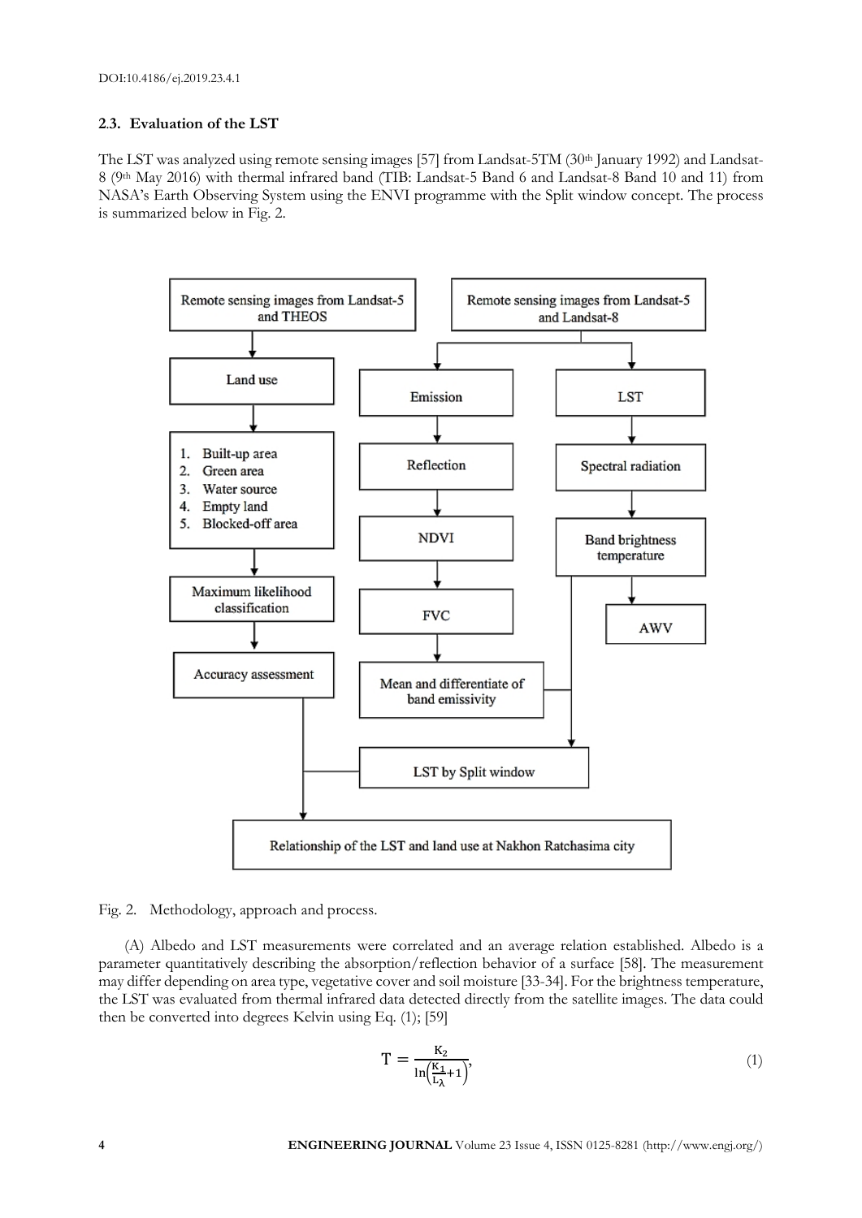### 2.3. Evaluation of the LST

The LST was analyzed using remote sensing images [57] from Landsat-5TM (30th January 1992) and Landsat-8 (9th May 2016) with thermal infrared band (TIB: Landsat-5 Band 6 and Landsat-8 Band 10 and 11) from NASA's Earth Observing System using the ENVI programme with the Split window concept. The process is summarized below in Fig. 2.

Fig. 2. Methodology, approach and process.

(A) Albedo and LST measurements were correlated and an average relation established. Albedo is a parameter quantitatively describing the absorption/reflection behavior of a surface [58]. The measurement may differ depending on area type, vegetative cover and soil moisture [33-34]. For the brightness temperature, the LST was evaluated from thermal infrared data detected directly from the satellite images. The data could then be converted into degrees Kelvin using Eq. (1); [59]

$$T = \frac{K_2}{\ln\left(\frac{K_1}{L_\lambda}+1\right)}, \tag{1}$$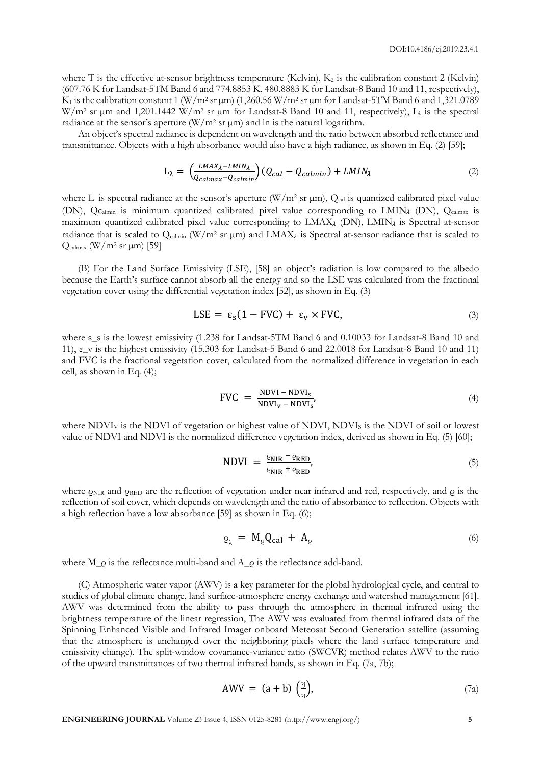where T is the effective at-sensor brightness temperature (Kelvin), $K_2$ is the calibration constant 2 (Kelvin) (607.76 K for Landsat-5TM Band 6 and 774.8853 K, 480.8883 K for Landsat-8 Band 10 and 11, respectively), $K_1$ is the calibration constant 1 (W/m² sr μm) (1,260.56 W/m² sr μm for Landsat-5TM Band 6 and 1,321.0789 W/m² sr μm and 1,201.1442 W/m² sr μm for Landsat-8 Band 10 and 11, respectively), $L_\lambda$ is the spectral radiance at the sensor's aperture (W/m² sr μm) and ln is the natural logarithm.

An object's spectral radiance is dependent on wavelength and the ratio between absorbed reflectance and transmittance. Objects with a high absorbance would also have a high radiance, as shown in Eq. (2) [59];

$$L_\lambda = \left(\frac{LMAX_\lambda - LMIN_\lambda}{Q_{calmax} - Q_{calmin}}\right)(Q_{cal} - Q_{calmin}) + LMIN_\lambda \tag{2}$$

where L is spectral radiance at the sensor's aperture (W/m² sr μm), $Q_{cal}$ is quantized calibrated pixel value (DN), $Qc_{almin}$ is minimum quantized calibrated pixel value corresponding to $LMIN_\lambda$ (DN), $Q_{calmax}$ is maximum quantized calibrated pixel value corresponding to $LMAX_\lambda$ (DN), $LMIN_\lambda$ is Spectral at-sensor radiance that is scaled to $Q_{calmin}$ (W/m² sr μm) and $LMAX_\lambda$ is Spectral at-sensor radiance that is scaled to $Q_{calmax}$ (W/m² sr μm) [59]

(B) For the Land Surface Emissivity (LSE), [58] an object's radiation is low compared to the albedo because the Earth's surface cannot absorb all the energy and so the LSE was calculated from the fractional vegetation cover using the differential vegetation index [52], as shown in Eq. (3)

$$\text{LSE} = \varepsilon_s(1 - \text{FVC}) + \varepsilon_v \times \text{FVC}, \tag{3}$$

where ε_s is the lowest emissivity (1.238 for Landsat-5TM Band 6 and 0.10033 for Landsat-8 Band 10 and 11), ε_v is the highest emissivity (15.303 for Landsat-5 Band 6 and 22.0018 for Landsat-8 Band 10 and 11) and FVC is the fractional vegetation cover, calculated from the normalized difference in vegetation in each cell, as shown in Eq. (4);

$$\text{FVC} = \frac{\text{NDVI} - \text{NDVI}_s}{\text{NDVI}_v - \text{NDVI}_s}, \tag{4}$$

where $NDVI_V$ is the NDVI of vegetation or highest value of NDVI, $NDVI_S$ is the NDVI of soil or lowest value of NDVI and NDVI is the normalized difference vegetation index, derived as shown in Eq. (5) [60];

$$\text{NDVI} = \frac{\varrho_{NIR} - \varrho_{RED}}{\varrho_{NIR} + \varrho_{RED}}, \tag{5}$$

where $\varrho_{NIR}$ and $\varrho_{RED}$ are the reflection of vegetation under near infrared and red, respectively, and $\varrho$ is the reflection of soil cover, which depends on wavelength and the ratio of absorbance to reflection. Objects with a high reflection have a low absorbance [59] as shown in Eq. (6);

$$\varrho_\lambda = M_\varrho Q_{cal} + A_\varrho \tag{6}$$

where M_ϱ is the reflectance multi-band and A_ϱ is the reflectance add-band.

(C) Atmospheric water vapor (AWV) is a key parameter for the global hydrological cycle, and central to studies of global climate change, land surface-atmosphere energy exchange and watershed management [61]. AWV was determined from the ability to pass through the atmosphere in thermal infrared using the brightness temperature of the linear regression, The AWV was evaluated from thermal infrared data of the Spinning Enhanced Visible and Infrared Imager onboard Meteosat Second Generation satellite (assuming that the atmosphere is unchanged over the neighboring pixels where the land surface temperature and emissivity change). The split-window covariance-variance ratio (SWCVR) method relates AWV to the ratio of the upward transmittances of two thermal infrared bands, as shown in Eq. (7a, 7b);

$$\text{AWV} = (a + b)\left(\frac{\tau_j}{\tau_i}\right), \tag{7a}$$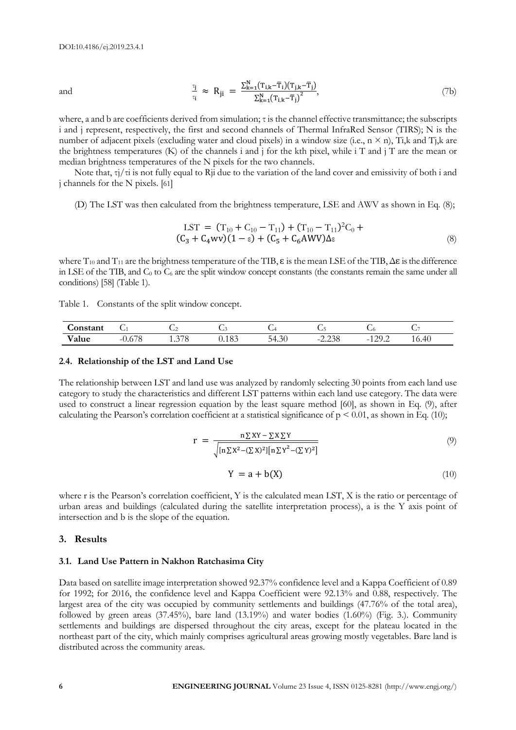and

$$\frac{\tau_j}{\tau_i} \approx R_{ji} = \frac{\sum_{k=1}^{N}(T_{i,k}-\bar{T}_i)(T_{j,k}-\bar{T}_j)}{\sum_{k=1}^{N}(T_{i,k}-\bar{T}_j)^2}, \tag{7b}$$

where, a and b are coefficients derived from simulation; τ is the channel effective transmittance; the subscripts i and j represent, respectively, the first and second channels of Thermal InfraRed Sensor (TIRS); N is the number of adjacent pixels (excluding water and cloud pixels) in a window size (i.e., n × n), Ti,k and Tj,k are the brightness temperatures (K) of the channels i and j for the kth pixel, while i T and j T are the mean or median brightness temperatures of the N pixels for the two channels.

Note that, τj/τi is not fully equal to Rji due to the variation of the land cover and emissivity of both i and j channels for the N pixels. [61]

(D) The LST was then calculated from the brightness temperature, LSE and AWV as shown in Eq. (8);

$$\text{LST} = (T_{10} + C_{10} - T_{11}) + (T_{10} - T_{11})^2 C_0 + (C_3 + C_4 wv)(1 - \varepsilon) + (C_5 + C_6 \text{AWV})\Delta\varepsilon \tag{8}$$

where $T_{10}$ and $T_{11}$ are the brightness temperature of the TIB, ε is the mean LSE of the TIB, Δε is the difference in LSE of the TIB, and $C_0$ to $C_6$ are the split window concept constants (the constants remain the same under all conditions) [58] (Table 1).

Table 1. Constants of the split window concept.

| Constant | $C_1$ | $C_2$ | $C_3$ | $C_4$ | $C_5$ | $C_6$ | $C_7$ |
|---|---|---|---|---|---|---|---|
| **Value** | -0.678 | 1.378 | 0.183 | 54.30 | -2.238 | -129.2 | 16.40 |

### 2.4. Relationship of the LST and Land Use

The relationship between LST and land use was analyzed by randomly selecting 30 points from each land use category to study the characteristics and different LST patterns within each land use category. The data were used to construct a linear regression equation by the least square method [60], as shown in Eq. (9), after calculating the Pearson's correlation coefficient at a statistical significance of $p < 0.01$, as shown in Eq. (10);

$$r = \frac{n\sum XY - \sum X \sum Y}{\sqrt{[n\sum X^2 - (\sum X)^2][n\sum Y^2 - (\sum Y)^2]}} \tag{9}$$

$$Y = a + b(X) \tag{10}$$

where r is the Pearson's correlation coefficient, Y is the calculated mean LST, X is the ratio or percentage of urban areas and buildings (calculated during the satellite interpretation process), a is the Y axis point of intersection and b is the slope of the equation.

## 3. Results

### 3.1. Land Use Pattern in Nakhon Ratchasima City

Data based on satellite image interpretation showed 92.37% confidence level and a Kappa Coefficient of 0.89 for 1992; for 2016, the confidence level and Kappa Coefficient were 92.13% and 0.88, respectively. The largest area of the city was occupied by community settlements and buildings (47.76% of the total area), followed by green areas (37.45%), bare land (13.19%) and water bodies (1.60%) (Fig. 3.). Community settlements and buildings are dispersed throughout the city areas, except for the plateau located in the northeast part of the city, which mainly comprises agricultural areas growing mostly vegetables. Bare land is distributed across the community areas.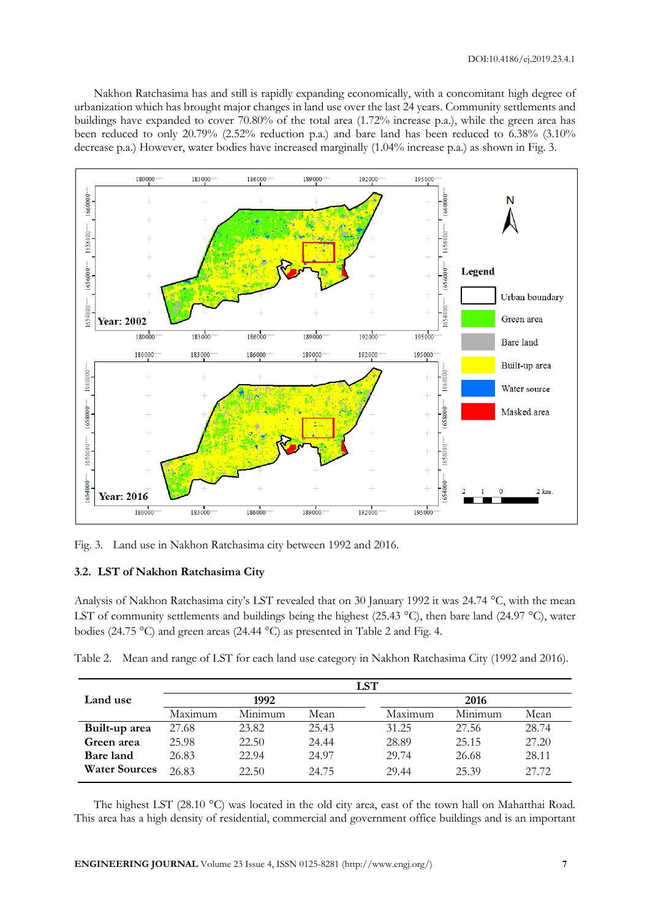Nakhon Ratchasima has and still is rapidly expanding economically, with a concomitant high degree of urbanization which has brought major changes in land use over the last 24 years. Community settlements and buildings have expanded to cover 70.80% of the total area (1.72% increase p.a.), while the green area has been reduced to only 20.79% (2.52% reduction p.a.) and bare land has been reduced to 6.38% (3.10% decrease p.a.) However, water bodies have increased marginally (1.04% increase p.a.) as shown in Fig. 3.

Fig. 3. Land use in Nakhon Ratchasima city between 1992 and 2016.

### 3.2. LST of Nakhon Ratchasima City

Analysis of Nakhon Ratchasima city's LST revealed that on 30 January 1992 it was 24.74 °C, with the mean LST of community settlements and buildings being the highest (25.43 °C), then bare land (24.97 °C), water bodies (24.75 °C) and green areas (24.44 °C) as presented in Table 2 and Fig. 4.

Table 2. Mean and range of LST for each land use category in Nakhon Ratchasima City (1992 and 2016).

| Land use | LST | | | | | |
|---|---|---|---|---|---|---|
| | 1992 | | | 2016 | | |
| | Maximum | Minimum | Mean | Maximum | Minimum | Mean |
| **Built-up area** | 27.68 | 23.82 | 25.43 | 31.25 | 27.56 | 28.74 |
| **Green area** | 25.98 | 22.50 | 24.44 | 28.89 | 25.15 | 27.20 |
| **Bare land** | 26.83 | 22.94 | 24.97 | 29.74 | 26.68 | 28.11 |
| **Water Sources** | 26.83 | 22.50 | 24.75 | 29.44 | 25.39 | 27.72 |

The highest LST (28.10 °C) was located in the old city area, east of the town hall on Mahatthai Road. This area has a high density of residential, commercial and government office buildings and is an important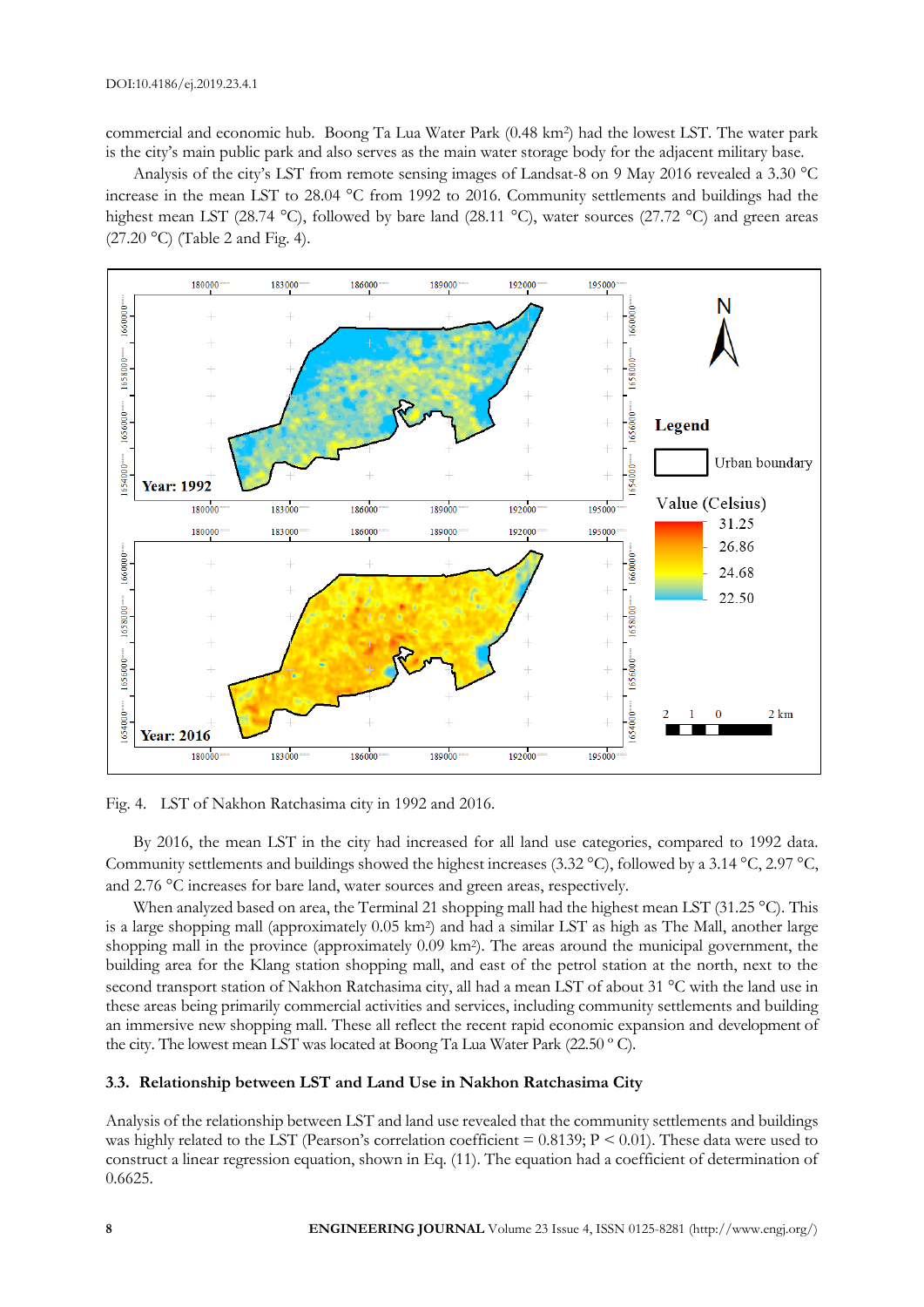DOI:10.4186/ej.2019.23.4.1

commercial and economic hub. Boong Ta Lua Water Park (0.48 km²) had the lowest LST. The water park is the city's main public park and also serves as the main water storage body for the adjacent military base.

Analysis of the city's LST from remote sensing images of Landsat-8 on 9 May 2016 revealed a 3.30 °C increase in the mean LST to 28.04 °C from 1992 to 2016. Community settlements and buildings had the highest mean LST (28.74 °C), followed by bare land (28.11 °C), water sources (27.72 °C) and green areas (27.20 °C) (Table 2 and Fig. 4).

Fig. 4. LST of Nakhon Ratchasima city in 1992 and 2016.

By 2016, the mean LST in the city had increased for all land use categories, compared to 1992 data. Community settlements and buildings showed the highest increases (3.32 °C), followed by a 3.14 °C, 2.97 °C, and 2.76 °C increases for bare land, water sources and green areas, respectively.

When analyzed based on area, the Terminal 21 shopping mall had the highest mean LST (31.25 °C). This is a large shopping mall (approximately 0.05 km²) and had a similar LST as high as The Mall, another large shopping mall in the province (approximately 0.09 km²). The areas around the municipal government, the building area for the Klang station shopping mall, and east of the petrol station at the north, next to the second transport station of Nakhon Ratchasima city, all had a mean LST of about 31 °C with the land use in these areas being primarily commercial activities and services, including community settlements and building an immersive new shopping mall. These all reflect the recent rapid economic expansion and development of the city. The lowest mean LST was located at Boong Ta Lua Water Park (22.50 ° C).

### 3.3. Relationship between LST and Land Use in Nakhon Ratchasima City

Analysis of the relationship between LST and land use revealed that the community settlements and buildings was highly related to the LST (Pearson's correlation coefficient = 0.8139; $P < 0.01$). These data were used to construct a linear regression equation, shown in Eq. (11). The equation had a coefficient of determination of 0.6625.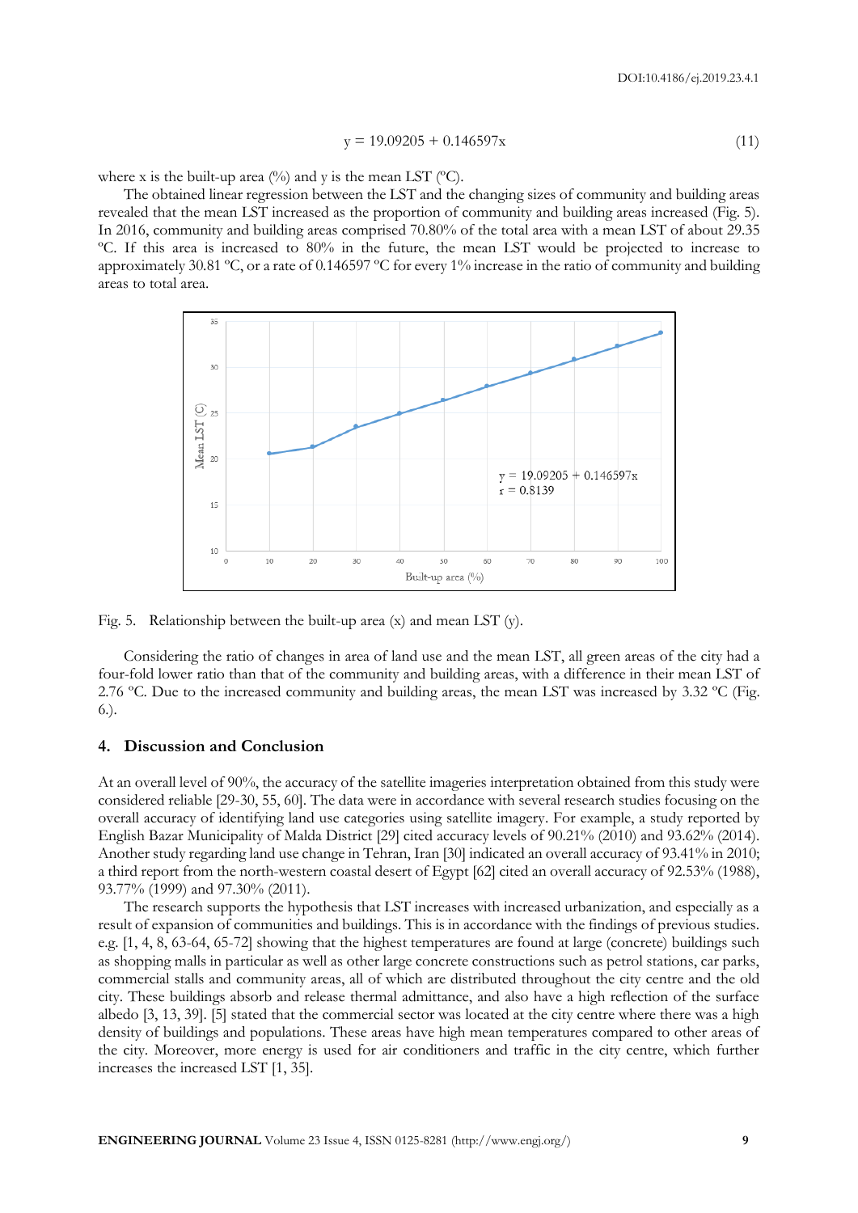$$y = 19.09205 + 0.146597x \tag{11}$$

where x is the built-up area (%) and y is the mean LST (ºC).

The obtained linear regression between the LST and the changing sizes of community and building areas revealed that the mean LST increased as the proportion of community and building areas increased (Fig. 5). In 2016, community and building areas comprised 70.80% of the total area with a mean LST of about 29.35 ºC. If this area is increased to 80% in the future, the mean LST would be projected to increase to approximately 30.81 ºC, or a rate of 0.146597 ºC for every 1% increase in the ratio of community and building areas to total area.

Fig. 5. Relationship between the built-up area (x) and mean LST (y).

Considering the ratio of changes in area of land use and the mean LST, all green areas of the city had a four-fold lower ratio than that of the community and building areas, with a difference in their mean LST of 2.76 ºC. Due to the increased community and building areas, the mean LST was increased by 3.32 ºC (Fig. 6.).

## 4. Discussion and Conclusion

At an overall level of 90%, the accuracy of the satellite imageries interpretation obtained from this study were considered reliable [29-30, 55, 60]. The data were in accordance with several research studies focusing on the overall accuracy of identifying land use categories using satellite imagery. For example, a study reported by English Bazar Municipality of Malda District [29] cited accuracy levels of 90.21% (2010) and 93.62% (2014). Another study regarding land use change in Tehran, Iran [30] indicated an overall accuracy of 93.41% in 2010; a third report from the north-western coastal desert of Egypt [62] cited an overall accuracy of 92.53% (1988), 93.77% (1999) and 97.30% (2011).

The research supports the hypothesis that LST increases with increased urbanization, and especially as a result of expansion of communities and buildings. This is in accordance with the findings of previous studies. e.g. [1, 4, 8, 63-64, 65-72] showing that the highest temperatures are found at large (concrete) buildings such as shopping malls in particular as well as other large concrete constructions such as petrol stations, car parks, commercial stalls and community areas, all of which are distributed throughout the city centre and the old city. These buildings absorb and release thermal admittance, and also have a high reflection of the surface albedo [3, 13, 39]. [5] stated that the commercial sector was located at the city centre where there was a high density of buildings and populations. These areas have high mean temperatures compared to other areas of the city. Moreover, more energy is used for air conditioners and traffic in the city centre, which further increases the increased LST [1, 35].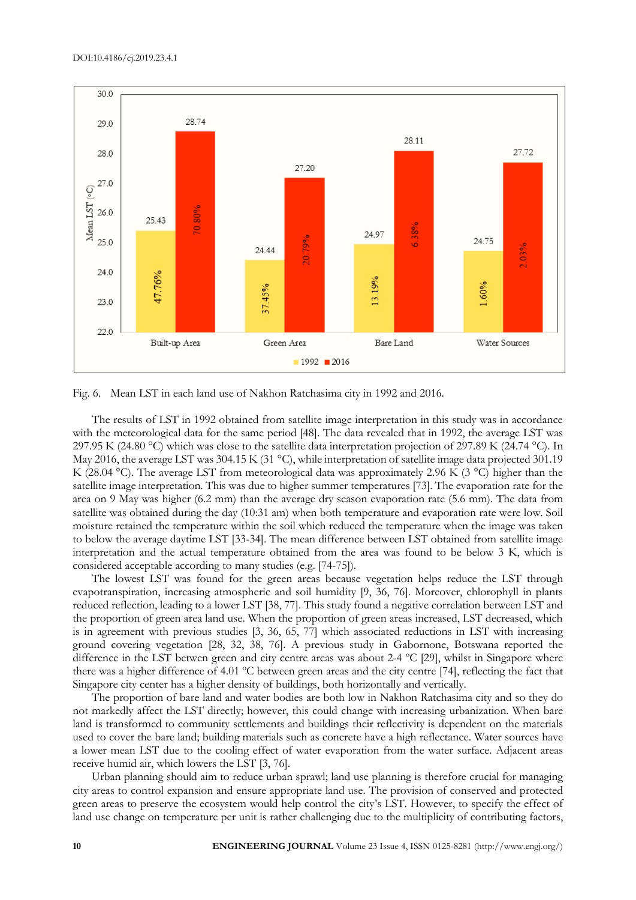Fig. 6. Mean LST in each land use of Nakhon Ratchasima city in 1992 and 2016.

The results of LST in 1992 obtained from satellite image interpretation in this study was in accordance with the meteorological data for the same period [48]. The data revealed that in 1992, the average LST was 297.95 K (24.80 °C) which was close to the satellite data interpretation projection of 297.89 K (24.74 °C). In May 2016, the average LST was 304.15 K (31 °C), while interpretation of satellite image data projected 301.19 K (28.04 °C). The average LST from meteorological data was approximately 2.96 K (3 °C) higher than the satellite image interpretation. This was due to higher summer temperatures [73]. The evaporation rate for the area on 9 May was higher (6.2 mm) than the average dry season evaporation rate (5.6 mm). The data from satellite was obtained during the day (10:31 am) when both temperature and evaporation rate were low. Soil moisture retained the temperature within the soil which reduced the temperature when the image was taken to below the average daytime LST [33-34]. The mean difference between LST obtained from satellite image interpretation and the actual temperature obtained from the area was found to be below 3 K, which is considered acceptable according to many studies (e.g. [74-75]).

The lowest LST was found for the green areas because vegetation helps reduce the LST through evapotranspiration, increasing atmospheric and soil humidity [9, 36, 76]. Moreover, chlorophyll in plants reduced reflection, leading to a lower LST [38, 77]. This study found a negative correlation between LST and the proportion of green area land use. When the proportion of green areas increased, LST decreased, which is in agreement with previous studies [3, 36, 65, 77] which associated reductions in LST with increasing ground covering vegetation [28, 32, 38, 76]. A previous study in Gabornone, Botswana reported the difference in the LST betwen green and city centre areas was about 2-4 ºC [29], whilst in Singapore where there was a higher difference of 4.01 ºC between green areas and the city centre [74], reflecting the fact that Singapore city center has a higher density of buildings, both horizontally and vertically.

The proportion of bare land and water bodies are both low in Nakhon Ratchasima city and so they do not markedly affect the LST directly; however, this could change with increasing urbanization. When bare land is transformed to community settlements and buildings their reflectivity is dependent on the materials used to cover the bare land; building materials such as concrete have a high reflectance. Water sources have a lower mean LST due to the cooling effect of water evaporation from the water surface. Adjacent areas receive humid air, which lowers the LST [3, 76].

Urban planning should aim to reduce urban sprawl; land use planning is therefore crucial for managing city areas to control expansion and ensure appropriate land use. The provision of conserved and protected green areas to preserve the ecosystem would help control the city's LST. However, to specify the effect of land use change on temperature per unit is rather challenging due to the multiplicity of contributing factors,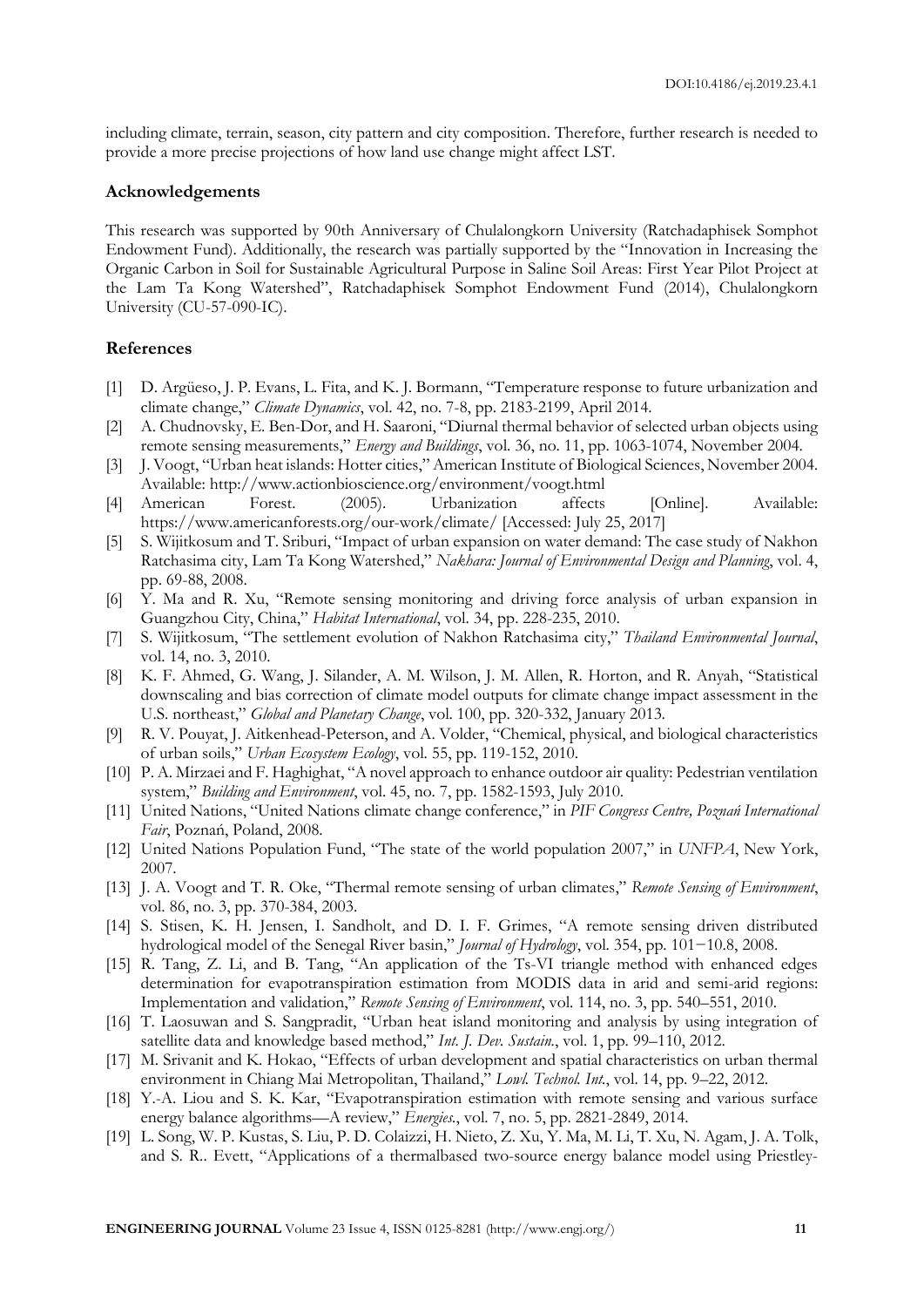including climate, terrain, season, city pattern and city composition. Therefore, further research is needed to provide a more precise projections of how land use change might affect LST.

## Acknowledgements

This research was supported by 90th Anniversary of Chulalongkorn University (Ratchadaphisek Somphot Endowment Fund). Additionally, the research was partially supported by the "Innovation in Increasing the Organic Carbon in Soil for Sustainable Agricultural Purpose in Saline Soil Areas: First Year Pilot Project at the Lam Ta Kong Watershed", Ratchadaphisek Somphot Endowment Fund (2014), Chulalongkorn University (CU-57-090-IC).

## References

[1] D. Argüeso, J. P. Evans, L. Fita, and K. J. Bormann, "Temperature response to future urbanization and climate change," *Climate Dynamics*, vol. 42, no. 7-8, pp. 2183-2199, April 2014.

[2] A. Chudnovsky, E. Ben-Dor, and H. Saaroni, "Diurnal thermal behavior of selected urban objects using remote sensing measurements," *Energy and Buildings*, vol. 36, no. 11, pp. 1063-1074, November 2004.

[3] J. Voogt, "Urban heat islands: Hotter cities," American Institute of Biological Sciences, November 2004. Available: http://www.actionbioscience.org/environment/voogt.html

[4] American Forest. (2005). Urbanization affects [Online]. Available: https://www.americanforests.org/our-work/climate/ [Accessed: July 25, 2017]

[5] S. Wijitkosum and T. Sriburi, "Impact of urban expansion on water demand: The case study of Nakhon Ratchasima city, Lam Ta Kong Watershed," *Nakhara: Journal of Environmental Design and Planning*, vol. 4, pp. 69-88, 2008.

[6] Y. Ma and R. Xu, "Remote sensing monitoring and driving force analysis of urban expansion in Guangzhou City, China," *Habitat International*, vol. 34, pp. 228-235, 2010.

[7] S. Wijitkosum, "The settlement evolution of Nakhon Ratchasima city," *Thailand Environmental Journal*, vol. 14, no. 3, 2010.

[8] K. F. Ahmed, G. Wang, J. Silander, A. M. Wilson, J. M. Allen, R. Horton, and R. Anyah, "Statistical downscaling and bias correction of climate model outputs for climate change impact assessment in the U.S. northeast," *Global and Planetary Change*, vol. 100, pp. 320-332, January 2013.

[9] R. V. Pouyat, J. Aitkenhead-Peterson, and A. Volder, "Chemical, physical, and biological characteristics of urban soils," *Urban Ecosystem Ecology*, vol. 55, pp. 119-152, 2010.

[10] P. A. Mirzaei and F. Haghighat, "A novel approach to enhance outdoor air quality: Pedestrian ventilation system," *Building and Environment*, vol. 45, no. 7, pp. 1582-1593, July 2010.

[11] United Nations, "United Nations climate change conference," in *PIF Congress Centre, Poznań International Fair*, Poznań, Poland, 2008.

[12] United Nations Population Fund, "The state of the world population 2007," in *UNFPA*, New York, 2007.

[13] J. A. Voogt and T. R. Oke, "Thermal remote sensing of urban climates," *Remote Sensing of Environment*, vol. 86, no. 3, pp. 370-384, 2003.

[14] S. Stisen, K. H. Jensen, I. Sandholt, and D. I. F. Grimes, "A remote sensing driven distributed hydrological model of the Senegal River basin," *Journal of Hydrology*, vol. 354, pp. 101−10.8, 2008.

[15] R. Tang, Z. Li, and B. Tang, "An application of the Ts-VI triangle method with enhanced edges determination for evapotranspiration estimation from MODIS data in arid and semi-arid regions: Implementation and validation," *Remote Sensing of Environment*, vol. 114, no. 3, pp. 540–551, 2010.

[16] T. Laosuwan and S. Sangpradit, "Urban heat island monitoring and analysis by using integration of satellite data and knowledge based method," *Int. J. Dev. Sustain.*, vol. 1, pp. 99–110, 2012.

[17] M. Srivanit and K. Hokao, "Effects of urban development and spatial characteristics on urban thermal environment in Chiang Mai Metropolitan, Thailand," *Lowl. Technol. Int.*, vol. 14, pp. 9–22, 2012.

[18] Y.-A. Liou and S. K. Kar, "Evapotranspiration estimation with remote sensing and various surface energy balance algorithms—A review," *Energies.*, vol. 7, no. 5, pp. 2821-2849, 2014.

[19] L. Song, W. P. Kustas, S. Liu, P. D. Colaizzi, H. Nieto, Z. Xu, Y. Ma, M. Li, T. Xu, N. Agam, J. A. Tolk, and S. R.. Evett, "Applications of a thermalbased two-source energy balance model using Priestley-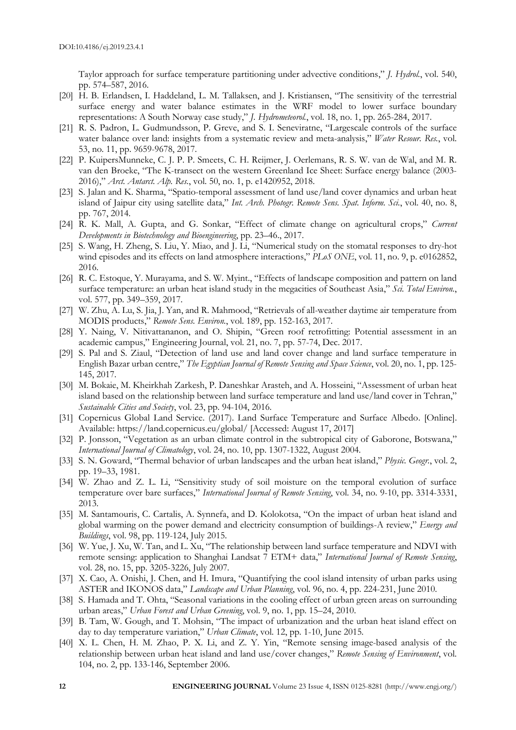Taylor approach for surface temperature partitioning under advective conditions," *J. Hydrol.*, vol. 540, pp. 574–587, 2016.

[20] H. B. Erlandsen, I. Haddeland, L. M. Tallaksen, and J. Kristiansen, "The sensitivity of the terrestrial surface energy and water balance estimates in the WRF model to lower surface boundary representations: A South Norway case study," *J. Hydrometeorol.*, vol. 18, no. 1, pp. 265-284, 2017.

[21] R. S. Padron, L. Gudmundsson, P. Greve, and S. I. Seneviratne, "Largescale controls of the surface water balance over land: insights from a systematic review and meta-analysis," *Water Resour. Res.*, vol. 53, no. 11, pp. 9659-9678, 2017.

[22] P. KuipersMunneke, C. J. P. P. Smeets, C. H. Reijmer, J. Oerlemans, R. S. W. van de Wal, and M. R. van den Broeke, "The K-transect on the western Greenland Ice Sheet: Surface energy balance (2003-2016)," *Arct. Antarct. Alp. Res.*, vol. 50, no. 1, p. e1420952, 2018.

[23] S. Jalan and K. Sharma, "Spatio-temporal assessment of land use/land cover dynamics and urban heat island of Jaipur city using satellite data," *Int. Arch. Photogr. Remote Sens. Spat. Inform. Sci.*, vol. 40, no. 8, pp. 767, 2014.

[24] R. K. Mall, A. Gupta, and G. Sonkar, "Effect of climate change on agricultural crops," *Current Developments in Biotechnology and Bioengineering*, pp. 23–46., 2017.

[25] S. Wang, H. Zheng, S. Liu, Y. Miao, and J. Li, "Numerical study on the stomatal responses to dry-hot wind episodes and its effects on land atmosphere interactions," *PLoS ONE*, vol. 11, no. 9, p. e0162852, 2016.

[26] R. C. Estoque, Y. Murayama, and S. W. Myint., "Effects of landscape composition and pattern on land surface temperature: an urban heat island study in the megacities of Southeast Asia," *Sci. Total Environ.*, vol. 577, pp. 349–359, 2017.

[27] W. Zhu, A. Lu, S. Jia, J. Yan, and R. Mahmood, "Retrievals of all-weather daytime air temperature from MODIS products," *Remote Sens. Environ.*, vol. 189, pp. 152-163, 2017.

[28] Y. Naing, V. Nitivattananon, and O. Shipin, "Green roof retrofitting: Potential assessment in an academic campus," Engineering Journal, vol. 21, no. 7, pp. 57-74, Dec. 2017.

[29] S. Pal and S. Ziaul, "Detection of land use and land cover change and land surface temperature in English Bazar urban centre," *The Egyptian Journal of Remote Sensing and Space Science*, vol. 20, no. 1, pp. 125-145, 2017.

[30] M. Bokaie, M. Kheirkhah Zarkesh, P. Daneshkar Arasteh, and A. Hosseini, "Assessment of urban heat island based on the relationship between land surface temperature and land use/land cover in Tehran," *Sustainable Cities and Society*, vol. 23, pp. 94-104, 2016.

[31] Copernicus Global Land Service. (2017). Land Surface Temperature and Surface Albedo. [Online]. Available: https://land.copernicus.eu/global/ [Accessed: August 17, 2017]

[32] P. Jonsson, "Vegetation as an urban climate control in the subtropical city of Gaborone, Botswana," *International Journal of Climatology*, vol. 24, no. 10, pp. 1307-1322, August 2004.

[33] S. N. Goward, "Thermal behavior of urban landscapes and the urban heat island," *Physic. Geogr.*, vol. 2, pp. 19–33, 1981.

[34] W. Zhao and Z. L. Li, "Sensitivity study of soil moisture on the temporal evolution of surface temperature over bare surfaces," *International Journal of Remote Sensing*, vol. 34, no. 9-10, pp. 3314-3331, 2013.

[35] M. Santamouris, C. Cartalis, A. Synnefa, and D. Kolokotsa, "On the impact of urban heat island and global warming on the power demand and electricity consumption of buildings-A review," *Energy and Buildings*, vol. 98, pp. 119-124, July 2015.

[36] W. Yue, J. Xu, W. Tan, and L. Xu, "The relationship between land surface temperature and NDVI with remote sensing: application to Shanghai Landsat 7 ETM+ data," *International Journal of Remote Sensing*, vol. 28, no. 15, pp. 3205-3226, July 2007.

[37] X. Cao, A. Onishi, J. Chen, and H. Imura, "Quantifying the cool island intensity of urban parks using ASTER and IKONOS data," *Landscape and Urban Planning*, vol. 96, no. 4, pp. 224-231, June 2010.

[38] S. Hamada and T. Ohta, "Seasonal variations in the cooling effect of urban green areas on surrounding urban areas," *Urban Forest and Urban Greening*, vol. 9, no. 1, pp. 15–24, 2010.

[39] B. Tam, W. Gough, and T. Mohsin, "The impact of urbanization and the urban heat island effect on day to day temperature variation," *Urban Climate*, vol. 12, pp. 1-10, June 2015.

[40] X. L. Chen, H. M. Zhao, P. X. Li, and Z. Y. Yin, "Remote sensing image-based analysis of the relationship between urban heat island and land use/cover changes," *Remote Sensing of Environment*, vol. 104, no. 2, pp. 133-146, September 2006.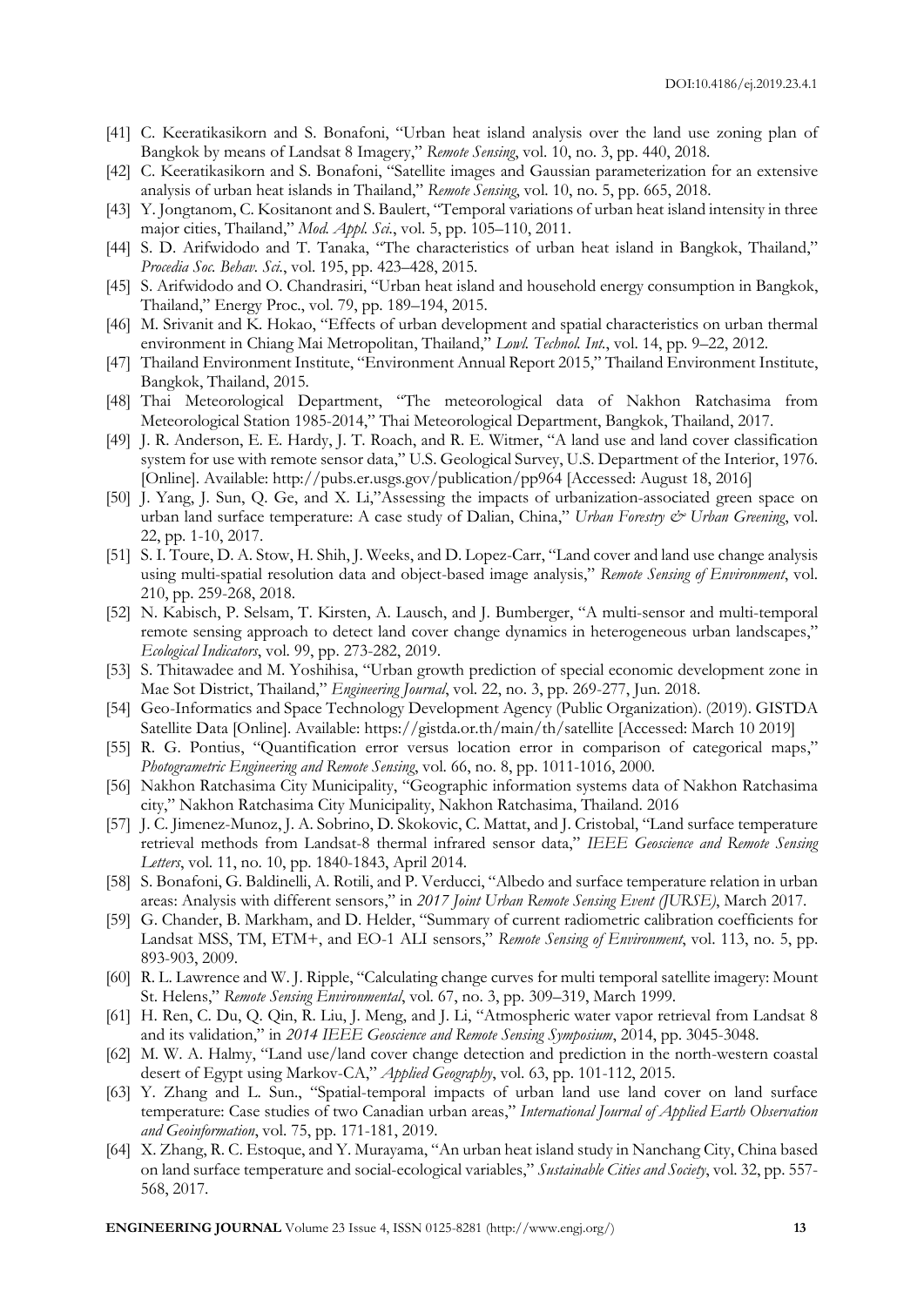[41] C. Keeratikasikorn and S. Bonafoni, "Urban heat island analysis over the land use zoning plan of Bangkok by means of Landsat 8 Imagery," *Remote Sensing*, vol. 10, no. 3, pp. 440, 2018.

[42] C. Keeratikasikorn and S. Bonafoni, "Satellite images and Gaussian parameterization for an extensive analysis of urban heat islands in Thailand," *Remote Sensing*, vol. 10, no. 5, pp. 665, 2018.

[43] Y. Jongtanom, C. Kositanont and S. Baulert, "Temporal variations of urban heat island intensity in three major cities, Thailand," *Mod. Appl. Sci.*, vol. 5, pp. 105–110, 2011.

[44] S. D. Arifwidodo and T. Tanaka, "The characteristics of urban heat island in Bangkok, Thailand," *Procedia Soc. Behav. Sci.*, vol. 195, pp. 423–428, 2015.

[45] S. Arifwidodo and O. Chandrasiri, "Urban heat island and household energy consumption in Bangkok, Thailand," Energy Proc., vol. 79, pp. 189–194, 2015.

[46] M. Srivanit and K. Hokao, "Effects of urban development and spatial characteristics on urban thermal environment in Chiang Mai Metropolitan, Thailand," *Lowl. Technol. Int.*, vol. 14, pp. 9–22, 2012.

[47] Thailand Environment Institute, "Environment Annual Report 2015," Thailand Environment Institute, Bangkok, Thailand, 2015.

[48] Thai Meteorological Department, "The meteorological data of Nakhon Ratchasima from Meteorological Station 1985-2014," Thai Meteorological Department, Bangkok, Thailand, 2017.

[49] J. R. Anderson, E. E. Hardy, J. T. Roach, and R. E. Witmer, "A land use and land cover classification system for use with remote sensor data," U.S. Geological Survey, U.S. Department of the Interior, 1976. [Online]. Available: http://pubs.er.usgs.gov/publication/pp964 [Accessed: August 18, 2016]

[50] J. Yang, J. Sun, Q. Ge, and X. Li,"Assessing the impacts of urbanization-associated green space on urban land surface temperature: A case study of Dalian, China," *Urban Forestry & Urban Greening*, vol. 22, pp. 1-10, 2017.

[51] S. I. Toure, D. A. Stow, H. Shih, J. Weeks, and D. Lopez-Carr, "Land cover and land use change analysis using multi-spatial resolution data and object-based image analysis," *Remote Sensing of Environment*, vol. 210, pp. 259-268, 2018.

[52] N. Kabisch, P. Selsam, T. Kirsten, A. Lausch, and J. Bumberger, "A multi-sensor and multi-temporal remote sensing approach to detect land cover change dynamics in heterogeneous urban landscapes," *Ecological Indicators*, vol. 99, pp. 273-282, 2019.

[53] S. Thitawadee and M. Yoshihisa, "Urban growth prediction of special economic development zone in Mae Sot District, Thailand," *Engineering Journal*, vol. 22, no. 3, pp. 269-277, Jun. 2018.

[54] Geo-Informatics and Space Technology Development Agency (Public Organization). (2019). GISTDA Satellite Data [Online]. Available: https://gistda.or.th/main/th/satellite [Accessed: March 10 2019]

[55] R. G. Pontius, "Quantification error versus location error in comparison of categorical maps," *Photogrametric Engineering and Remote Sensing*, vol. 66, no. 8, pp. 1011-1016, 2000.

[56] Nakhon Ratchasima City Municipality, "Geographic information systems data of Nakhon Ratchasima city," Nakhon Ratchasima City Municipality, Nakhon Ratchasima, Thailand. 2016

[57] J. C. Jimenez-Munoz, J. A. Sobrino, D. Skokovic, C. Mattat, and J. Cristobal, "Land surface temperature retrieval methods from Landsat-8 thermal infrared sensor data," *IEEE Geoscience and Remote Sensing Letters*, vol. 11, no. 10, pp. 1840-1843, April 2014.

[58] S. Bonafoni, G. Baldinelli, A. Rotili, and P. Verducci, "Albedo and surface temperature relation in urban areas: Analysis with different sensors," in *2017 Joint Urban Remote Sensing Event (JURSE)*, March 2017.

[59] G. Chander, B. Markham, and D. Helder, "Summary of current radiometric calibration coefficients for Landsat MSS, TM, ETM+, and EO-1 ALI sensors," *Remote Sensing of Environment*, vol. 113, no. 5, pp. 893-903, 2009.

[60] R. L. Lawrence and W. J. Ripple, "Calculating change curves for multi temporal satellite imagery: Mount St. Helens," *Remote Sensing Environmental*, vol. 67, no. 3, pp. 309–319, March 1999.

[61] H. Ren, C. Du, Q. Qin, R. Liu, J. Meng, and J. Li, "Atmospheric water vapor retrieval from Landsat 8 and its validation," in *2014 IEEE Geoscience and Remote Sensing Symposium*, 2014, pp. 3045-3048.

[62] M. W. A. Halmy, "Land use/land cover change detection and prediction in the north-western coastal desert of Egypt using Markov-CA," *Applied Geography*, vol. 63, pp. 101-112, 2015.

[63] Y. Zhang and L. Sun., "Spatial-temporal impacts of urban land use land cover on land surface temperature: Case studies of two Canadian urban areas," *International Journal of Applied Earth Observation and Geoinformation*, vol. 75, pp. 171-181, 2019.

[64] X. Zhang, R. C. Estoque, and Y. Murayama, "An urban heat island study in Nanchang City, China based on land surface temperature and social-ecological variables," *Sustainable Cities and Society*, vol. 32, pp. 557-568, 2017.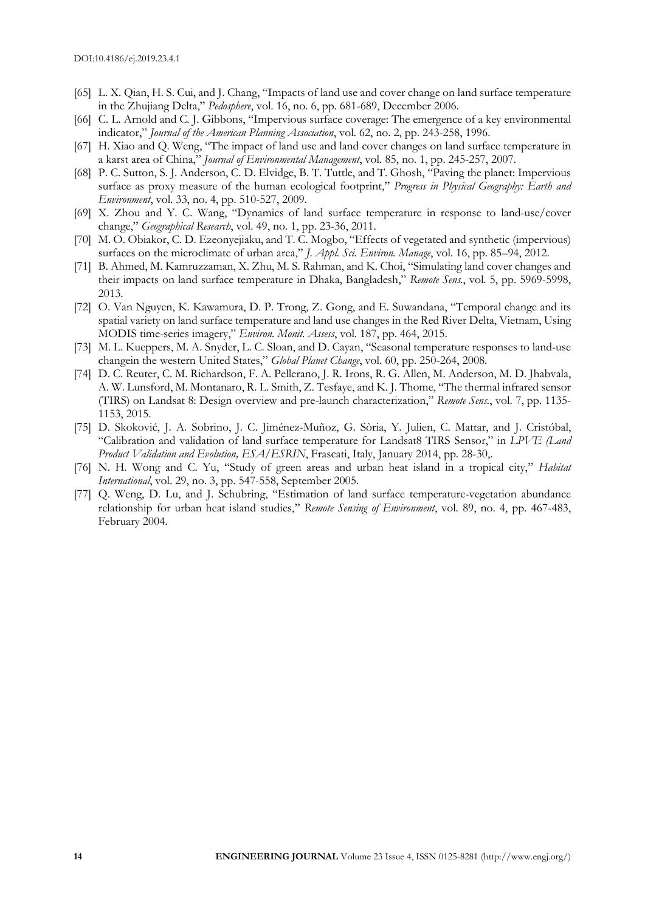[65] L. X. Qian, H. S. Cui, and J. Chang, "Impacts of land use and cover change on land surface temperature in the Zhujiang Delta," *Pedosphere*, vol. 16, no. 6, pp. 681-689, December 2006.

[66] C. L. Arnold and C. J. Gibbons, "Impervious surface coverage: The emergence of a key environmental indicator," *Journal of the American Planning Association*, vol. 62, no. 2, pp. 243-258, 1996.

[67] H. Xiao and Q. Weng, "The impact of land use and land cover changes on land surface temperature in a karst area of China," *Journal of Environmental Management*, vol. 85, no. 1, pp. 245-257, 2007.

[68] P. C. Sutton, S. J. Anderson, C. D. Elvidge, B. T. Tuttle, and T. Ghosh, "Paving the planet: Impervious surface as proxy measure of the human ecological footprint," *Progress in Physical Geography: Earth and Environment*, vol. 33, no. 4, pp. 510-527, 2009.

[69] X. Zhou and Y. C. Wang, "Dynamics of land surface temperature in response to land-use/cover change," *Geographical Research*, vol. 49, no. 1, pp. 23-36, 2011.

[70] M. O. Obiakor, C. D. Ezeonyejiaku, and T. C. Mogbo, "Effects of vegetated and synthetic (impervious) surfaces on the microclimate of urban area," *J. Appl. Sci. Environ. Manage*, vol. 16, pp. 85–94, 2012.

[71] B. Ahmed, M. Kamruzzaman, X. Zhu, M. S. Rahman, and K. Choi, "Simulating land cover changes and their impacts on land surface temperature in Dhaka, Bangladesh," *Remote Sens.*, vol. 5, pp. 5969-5998, 2013.

[72] O. Van Nguyen, K. Kawamura, D. P. Trong, Z. Gong, and E. Suwandana, "Temporal change and its spatial variety on land surface temperature and land use changes in the Red River Delta, Vietnam, Using MODIS time-series imagery," *Environ. Monit. Assess*, vol. 187, pp. 464, 2015.

[73] M. L. Kueppers, M. A. Snyder, L. C. Sloan, and D. Cayan, "Seasonal temperature responses to land-use changein the western United States," *Global Planet Change*, vol. 60, pp. 250-264, 2008.

[74] D. C. Reuter, C. M. Richardson, F. A. Pellerano, J. R. Irons, R. G. Allen, M. Anderson, M. D. Jhabvala, A. W. Lunsford, M. Montanaro, R. L. Smith, Z. Tesfaye, and K. J. Thome, "The thermal infrared sensor (TIRS) on Landsat 8: Design overview and pre-launch characterization," *Remote Sens.*, vol. 7, pp. 1135-1153, 2015.

[75] D. Skoković, J. A. Sobrino, J. C. Jiménez-Muñoz, G. Sòria, Y. Julien, C. Mattar, and J. Cristóbal, "Calibration and validation of land surface temperature for Landsat8 TIRS Sensor," in *LPVE (Land Product Validation and Evolution, ESA/ESRIN*, Frascati, Italy, January 2014, pp. 28-30,.

[76] N. H. Wong and C. Yu, "Study of green areas and urban heat island in a tropical city," *Habitat International*, vol. 29, no. 3, pp. 547-558, September 2005.

[77] Q. Weng, D. Lu, and J. Schubring, "Estimation of land surface temperature-vegetation abundance relationship for urban heat island studies," *Remote Sensing of Environment*, vol. 89, no. 4, pp. 467-483, February 2004.